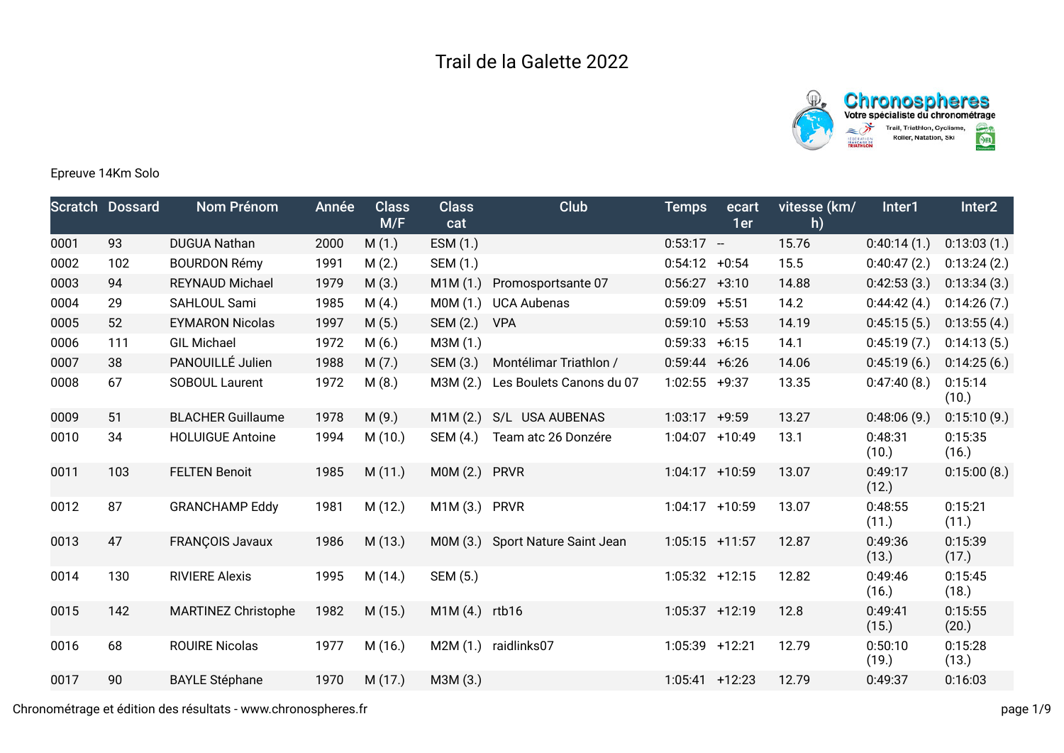# Trail de la Galette 2022

Chronospheres
Votre spécialiste du chronométrage
Trail, Triathlon, Cyclisme, Roller, Natation, Ski

Epreuve 14Km Solo

| Scratch | Dossard | Nom Prénom | Année | Class M/F | Class cat | Club | Temps | ecart 1er | vitesse (km/h) | Inter1 | Inter2 |
|---|---|---|---|---|---|---|---|---|---|---|---|
| 0001 | 93 | DUGUA Nathan | 2000 | M (1.) | ESM (1.) | | 0:53:17 | -- | 15.76 | 0:40:14 (1.) | 0:13:03 (1.) |
| 0002 | 102 | BOURDON Rémy | 1991 | M (2.) | SEM (1.) | | 0:54:12 | +0:54 | 15.5 | 0:40:47 (2.) | 0:13:24 (2.) |
| 0003 | 94 | REYNAUD Michael | 1979 | M (3.) | M1M (1.) | Promosportsante 07 | 0:56:27 | +3:10 | 14.88 | 0:42:53 (3.) | 0:13:34 (3.) |
| 0004 | 29 | SAHLOUL Sami | 1985 | M (4.) | M0M (1.) | UCA Aubenas | 0:59:09 | +5:51 | 14.2 | 0:44:42 (4.) | 0:14:26 (7.) |
| 0005 | 52 | EYMARON Nicolas | 1997 | M (5.) | SEM (2.) | VPA | 0:59:10 | +5:53 | 14.19 | 0:45:15 (5.) | 0:13:55 (4.) |
| 0006 | 111 | GIL Michael | 1972 | M (6.) | M3M (1.) | | 0:59:33 | +6:15 | 14.1 | 0:45:19 (7.) | 0:14:13 (5.) |
| 0007 | 38 | PANOUILLÉ Julien | 1988 | M (7.) | SEM (3.) | Montélimar Triathlon / | 0:59:44 | +6:26 | 14.06 | 0:45:19 (6.) | 0:14:25 (6.) |
| 0008 | 67 | SOBOUL Laurent | 1972 | M (8.) | M3M (2.) | Les Boulets Canons du 07 | 1:02:55 | +9:37 | 13.35 | 0:47:40 (8.) | 0:15:14 (10.) |
| 0009 | 51 | BLACHER Guillaume | 1978 | M (9.) | M1M (2.) | S/L USA AUBENAS | 1:03:17 | +9:59 | 13.27 | 0:48:06 (9.) | 0:15:10 (9.) |
| 0010 | 34 | HOLUIGUE Antoine | 1994 | M (10.) | SEM (4.) | Team atc 26 Donzére | 1:04:07 | +10:49 | 13.1 | 0:48:31 (10.) | 0:15:35 (16.) |
| 0011 | 103 | FELTEN Benoit | 1985 | M (11.) | M0M (2.) | PRVR | 1:04:17 | +10:59 | 13.07 | 0:49:17 (12.) | 0:15:00 (8.) |
| 0012 | 87 | GRANCHAMP Eddy | 1981 | M (12.) | M1M (3.) | PRVR | 1:04:17 | +10:59 | 13.07 | 0:48:55 (11.) | 0:15:21 (11.) |
| 0013 | 47 | FRANÇOIS Javaux | 1986 | M (13.) | M0M (3.) | Sport Nature Saint Jean | 1:05:15 | +11:57 | 12.87 | 0:49:36 (13.) | 0:15:39 (17.) |
| 0014 | 130 | RIVIERE Alexis | 1995 | M (14.) | SEM (5.) | | 1:05:32 | +12:15 | 12.82 | 0:49:46 (16.) | 0:15:45 (18.) |
| 0015 | 142 | MARTINEZ Christophe | 1982 | M (15.) | M1M (4.) | rtb16 | 1:05:37 | +12:19 | 12.8 | 0:49:41 (15.) | 0:15:55 (20.) |
| 0016 | 68 | ROUIRE Nicolas | 1977 | M (16.) | M2M (1.) | raidlinks07 | 1:05:39 | +12:21 | 12.79 | 0:50:10 (19.) | 0:15:28 (13.) |
| 0017 | 90 | BAYLE Stéphane | 1970 | M (17.) | M3M (3.) | | 1:05:41 | +12:23 | 12.79 | 0:49:37 | 0:16:03 |

Chronométrage et édition des résultats - www.chronospheres.fr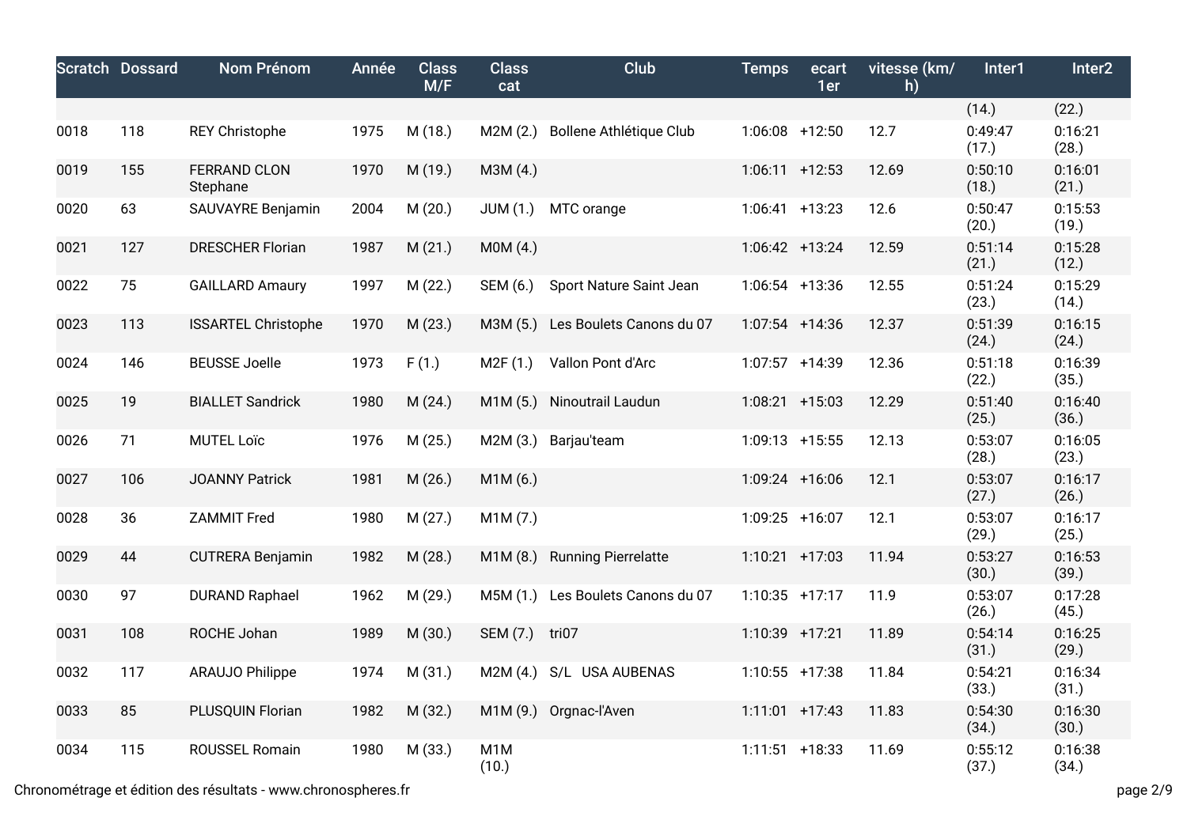| Scratch | Dossard | Nom Prénom | Année | Class M/F | Class cat | Club | Temps | ecart 1er | vitesse (km/h) | Inter1 | Inter2 |
|---|---|---|---|---|---|---|---|---|---|---|---|
| | | | | | | | | | | (14.) | (22.) |
| 0018 | 118 | REY Christophe | 1975 | M (18.) | M2M (2.) | Bollene Athlétique Club | 1:06:08 | +12:50 | 12.7 | 0:49:47 (17.) | 0:16:21 (28.) |
| 0019 | 155 | FERRAND CLON Stephane | 1970 | M (19.) | M3M (4.) | | 1:06:11 | +12:53 | 12.69 | 0:50:10 (18.) | 0:16:01 (21.) |
| 0020 | 63 | SAUVAYRE Benjamin | 2004 | M (20.) | JUM (1.) | MTC orange | 1:06:41 | +13:23 | 12.6 | 0:50:47 (20.) | 0:15:53 (19.) |
| 0021 | 127 | DRESCHER Florian | 1987 | M (21.) | M0M (4.) | | 1:06:42 | +13:24 | 12.59 | 0:51:14 (21.) | 0:15:28 (12.) |
| 0022 | 75 | GAILLARD Amaury | 1997 | M (22.) | SEM (6.) | Sport Nature Saint Jean | 1:06:54 | +13:36 | 12.55 | 0:51:24 (23.) | 0:15:29 (14.) |
| 0023 | 113 | ISSARTEL Christophe | 1970 | M (23.) | M3M (5.) | Les Boulets Canons du 07 | 1:07:54 | +14:36 | 12.37 | 0:51:39 (24.) | 0:16:15 (24.) |
| 0024 | 146 | BEUSSE Joelle | 1973 | F (1.) | M2F (1.) | Vallon Pont d'Arc | 1:07:57 | +14:39 | 12.36 | 0:51:18 (22.) | 0:16:39 (35.) |
| 0025 | 19 | BIALLET Sandrick | 1980 | M (24.) | M1M (5.) | Ninoutrail Laudun | 1:08:21 | +15:03 | 12.29 | 0:51:40 (25.) | 0:16:40 (36.) |
| 0026 | 71 | MUTEL Loïc | 1976 | M (25.) | M2M (3.) | Barjau'team | 1:09:13 | +15:55 | 12.13 | 0:53:07 (28.) | 0:16:05 (23.) |
| 0027 | 106 | JOANNY Patrick | 1981 | M (26.) | M1M (6.) | | 1:09:24 | +16:06 | 12.1 | 0:53:07 (27.) | 0:16:17 (26.) |
| 0028 | 36 | ZAMMIT Fred | 1980 | M (27.) | M1M (7.) | | 1:09:25 | +16:07 | 12.1 | 0:53:07 (29.) | 0:16:17 (25.) |
| 0029 | 44 | CUTRERA Benjamin | 1982 | M (28.) | M1M (8.) | Running Pierrelatte | 1:10:21 | +17:03 | 11.94 | 0:53:27 (30.) | 0:16:53 (39.) |
| 0030 | 97 | DURAND Raphael | 1962 | M (29.) | M5M (1.) | Les Boulets Canons du 07 | 1:10:35 | +17:17 | 11.9 | 0:53:07 (26.) | 0:17:28 (45.) |
| 0031 | 108 | ROCHE Johan | 1989 | M (30.) | SEM (7.) | tri07 | 1:10:39 | +17:21 | 11.89 | 0:54:14 (31.) | 0:16:25 (29.) |
| 0032 | 117 | ARAUJO Philippe | 1974 | M (31.) | M2M (4.) | S/L USA AUBENAS | 1:10:55 | +17:38 | 11.84 | 0:54:21 (33.) | 0:16:34 (31.) |
| 0033 | 85 | PLUSQUIN Florian | 1982 | M (32.) | M1M (9.) | Orgnac-l'Aven | 1:11:01 | +17:43 | 11.83 | 0:54:30 (34.) | 0:16:30 (30.) |
| 0034 | 115 | ROUSSEL Romain | 1980 | M (33.) | M1M (10.) | | 1:11:51 | +18:33 | 11.69 | 0:55:12 (37.) | 0:16:38 (34.) |

Chronométrage et édition des résultats - www.chronospheres.fr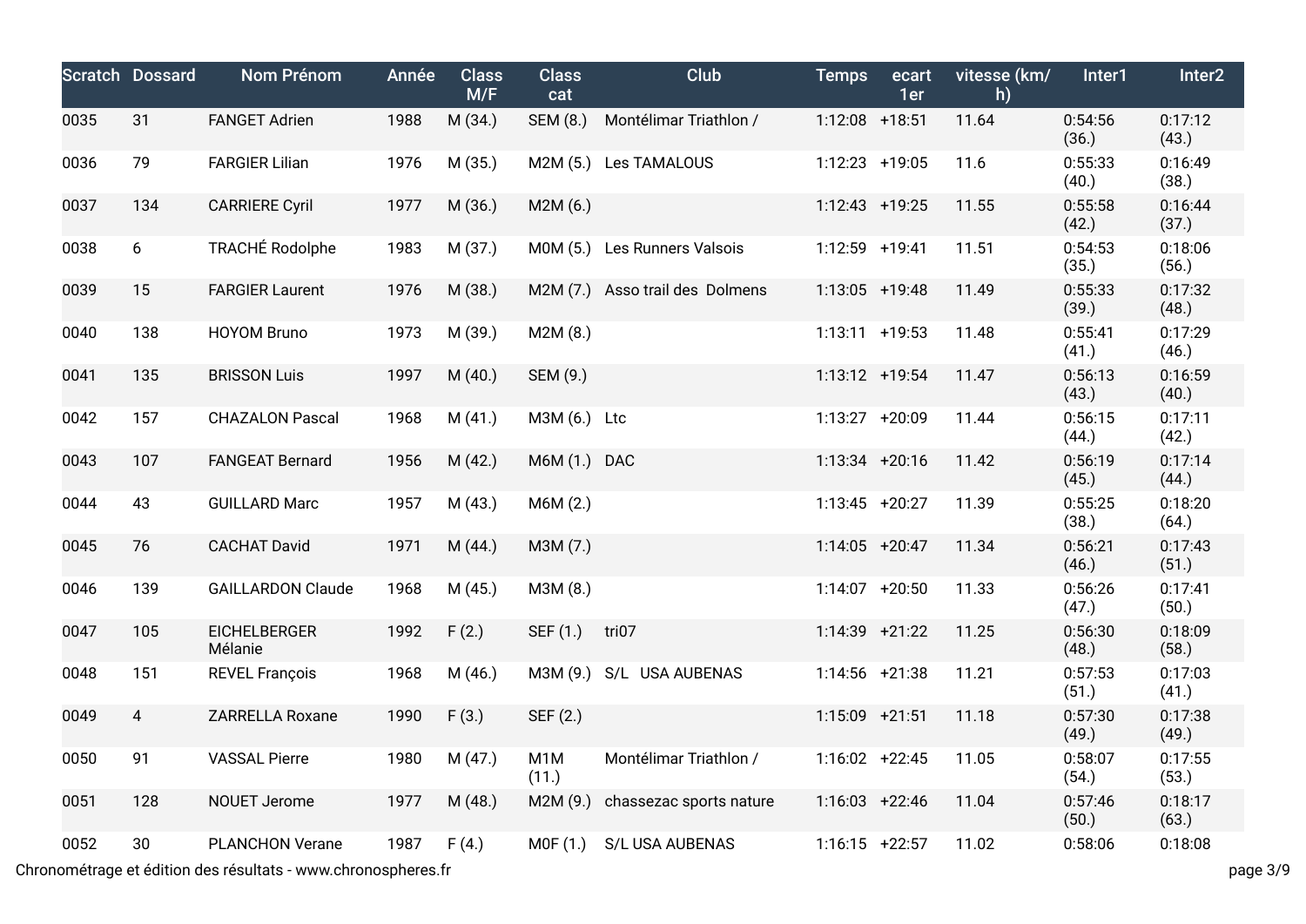| Scratch | Dossard | Nom Prénom | Année | Class M/F | Class cat | Club | Temps | ecart 1er | vitesse (km/h) | Inter1 | Inter2 |
|---|---|---|---|---|---|---|---|---|---|---|---|
| 0035 | 31 | FANGET Adrien | 1988 | M (34.) | SEM (8.) | Montélimar Triathlon / | 1:12:08 | +18:51 | 11.64 | 0:54:56 (36.) | 0:17:12 (43.) |
| 0036 | 79 | FARGIER Lilian | 1976 | M (35.) | M2M (5.) | Les TAMALOUS | 1:12:23 | +19:05 | 11.6 | 0:55:33 (40.) | 0:16:49 (38.) |
| 0037 | 134 | CARRIERE Cyril | 1977 | M (36.) | M2M (6.) | | 1:12:43 | +19:25 | 11.55 | 0:55:58 (42.) | 0:16:44 (37.) |
| 0038 | 6 | TRACHÉ Rodolphe | 1983 | M (37.) | M0M (5.) | Les Runners Valsois | 1:12:59 | +19:41 | 11.51 | 0:54:53 (35.) | 0:18:06 (56.) |
| 0039 | 15 | FARGIER Laurent | 1976 | M (38.) | M2M (7.) | Asso trail des Dolmens | 1:13:05 | +19:48 | 11.49 | 0:55:33 (39.) | 0:17:32 (48.) |
| 0040 | 138 | HOYOM Bruno | 1973 | M (39.) | M2M (8.) | | 1:13:11 | +19:53 | 11.48 | 0:55:41 (41.) | 0:17:29 (46.) |
| 0041 | 135 | BRISSON Luis | 1997 | M (40.) | SEM (9.) | | 1:13:12 | +19:54 | 11.47 | 0:56:13 (43.) | 0:16:59 (40.) |
| 0042 | 157 | CHAZALON Pascal | 1968 | M (41.) | M3M (6.) | Ltc | 1:13:27 | +20:09 | 11.44 | 0:56:15 (44.) | 0:17:11 (42.) |
| 0043 | 107 | FANGEAT Bernard | 1956 | M (42.) | M6M (1.) | DAC | 1:13:34 | +20:16 | 11.42 | 0:56:19 (45.) | 0:17:14 (44.) |
| 0044 | 43 | GUILLARD Marc | 1957 | M (43.) | M6M (2.) | | 1:13:45 | +20:27 | 11.39 | 0:55:25 (38.) | 0:18:20 (64.) |
| 0045 | 76 | CACHAT David | 1971 | M (44.) | M3M (7.) | | 1:14:05 | +20:47 | 11.34 | 0:56:21 (46.) | 0:17:43 (51.) |
| 0046 | 139 | GAILLARDON Claude | 1968 | M (45.) | M3M (8.) | | 1:14:07 | +20:50 | 11.33 | 0:56:26 (47.) | 0:17:41 (50.) |
| 0047 | 105 | EICHELBERGER Mélanie | 1992 | F (2.) | SEF (1.) | tri07 | 1:14:39 | +21:22 | 11.25 | 0:56:30 (48.) | 0:18:09 (58.) |
| 0048 | 151 | REVEL François | 1968 | M (46.) | M3M (9.) | S/L USA AUBENAS | 1:14:56 | +21:38 | 11.21 | 0:57:53 (51.) | 0:17:03 (41.) |
| 0049 | 4 | ZARRELLA Roxane | 1990 | F (3.) | SEF (2.) | | 1:15:09 | +21:51 | 11.18 | 0:57:30 (49.) | 0:17:38 (49.) |
| 0050 | 91 | VASSAL Pierre | 1980 | M (47.) | M1M (11.) | Montélimar Triathlon / | 1:16:02 | +22:45 | 11.05 | 0:58:07 (54.) | 0:17:55 (53.) |
| 0051 | 128 | NOUET Jerome | 1977 | M (48.) | M2M (9.) | chassezac sports nature | 1:16:03 | +22:46 | 11.04 | 0:57:46 (50.) | 0:18:17 (63.) |
| 0052 | 30 | PLANCHON Verane | 1987 | F (4.) | M0F (1.) | S/L USA AUBENAS | 1:16:15 | +22:57 | 11.02 | 0:58:06 | 0:18:08 |

Chronométrage et édition des résultats - www.chronospheres.fr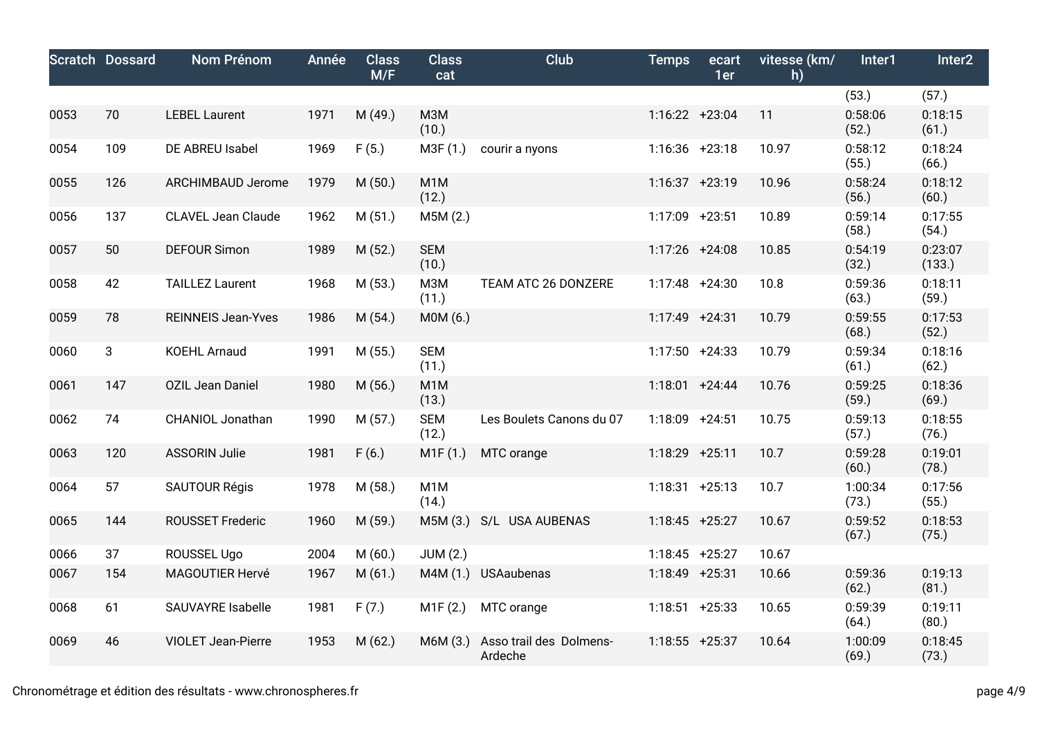| Scratch | Dossard | Nom Prénom | Année | Class M/F | Class cat | Club | Temps | ecart 1er | vitesse (km/h) | Inter1 | Inter2 |
|---|---|---|---|---|---|---|---|---|---|---|---|
| | | | | | | | | | | (53.) | (57.) |
| 0053 | 70 | LEBEL Laurent | 1971 | M (49.) | M3M (10.) | | 1:16:22 | +23:04 | 11 | 0:58:06 (52.) | 0:18:15 (61.) |
| 0054 | 109 | DE ABREU Isabel | 1969 | F (5.) | M3F (1.) | courir a nyons | 1:16:36 | +23:18 | 10.97 | 0:58:12 (55.) | 0:18:24 (66.) |
| 0055 | 126 | ARCHIMBAUD Jerome | 1979 | M (50.) | M1M (12.) | | 1:16:37 | +23:19 | 10.96 | 0:58:24 (56.) | 0:18:12 (60.) |
| 0056 | 137 | CLAVEL Jean Claude | 1962 | M (51.) | M5M (2.) | | 1:17:09 | +23:51 | 10.89 | 0:59:14 (58.) | 0:17:55 (54.) |
| 0057 | 50 | DEFOUR Simon | 1989 | M (52.) | SEM (10.) | | 1:17:26 | +24:08 | 10.85 | 0:54:19 (32.) | 0:23:07 (133.) |
| 0058 | 42 | TAILLEZ Laurent | 1968 | M (53.) | M3M (11.) | TEAM ATC 26 DONZERE | 1:17:48 | +24:30 | 10.8 | 0:59:36 (63.) | 0:18:11 (59.) |
| 0059 | 78 | REINNEIS Jean-Yves | 1986 | M (54.) | M0M (6.) | | 1:17:49 | +24:31 | 10.79 | 0:59:55 (68.) | 0:17:53 (52.) |
| 0060 | 3 | KOEHL Arnaud | 1991 | M (55.) | SEM (11.) | | 1:17:50 | +24:33 | 10.79 | 0:59:34 (61.) | 0:18:16 (62.) |
| 0061 | 147 | OZIL Jean Daniel | 1980 | M (56.) | M1M (13.) | | 1:18:01 | +24:44 | 10.76 | 0:59:25 (59.) | 0:18:36 (69.) |
| 0062 | 74 | CHANIOL Jonathan | 1990 | M (57.) | SEM (12.) | Les Boulets Canons du 07 | 1:18:09 | +24:51 | 10.75 | 0:59:13 (57.) | 0:18:55 (76.) |
| 0063 | 120 | ASSORIN Julie | 1981 | F (6.) | M1F (1.) | MTC orange | 1:18:29 | +25:11 | 10.7 | 0:59:28 (60.) | 0:19:01 (78.) |
| 0064 | 57 | SAUTOUR Régis | 1978 | M (58.) | M1M (14.) | | 1:18:31 | +25:13 | 10.7 | 1:00:34 (73.) | 0:17:56 (55.) |
| 0065 | 144 | ROUSSET Frederic | 1960 | M (59.) | M5M (3.) | S/L USA AUBENAS | 1:18:45 | +25:27 | 10.67 | 0:59:52 (67.) | 0:18:53 (75.) |
| 0066 | 37 | ROUSSEL Ugo | 2004 | M (60.) | JUM (2.) | | 1:18:45 | +25:27 | 10.67 | | |
| 0067 | 154 | MAGOUTIER Hervé | 1967 | M (61.) | M4M (1.) | USAaubenas | 1:18:49 | +25:31 | 10.66 | 0:59:36 (62.) | 0:19:13 (81.) |
| 0068 | 61 | SAUVAYRE Isabelle | 1981 | F (7.) | M1F (2.) | MTC orange | 1:18:51 | +25:33 | 10.65 | 0:59:39 (64.) | 0:19:11 (80.) |
| 0069 | 46 | VIOLET Jean-Pierre | 1953 | M (62.) | M6M (3.) | Asso trail des Dolmens-Ardeche | 1:18:55 | +25:37 | 10.64 | 1:00:09 (69.) | 0:18:45 (73.) |

Chronométrage et édition des résultats - www.chronospheres.fr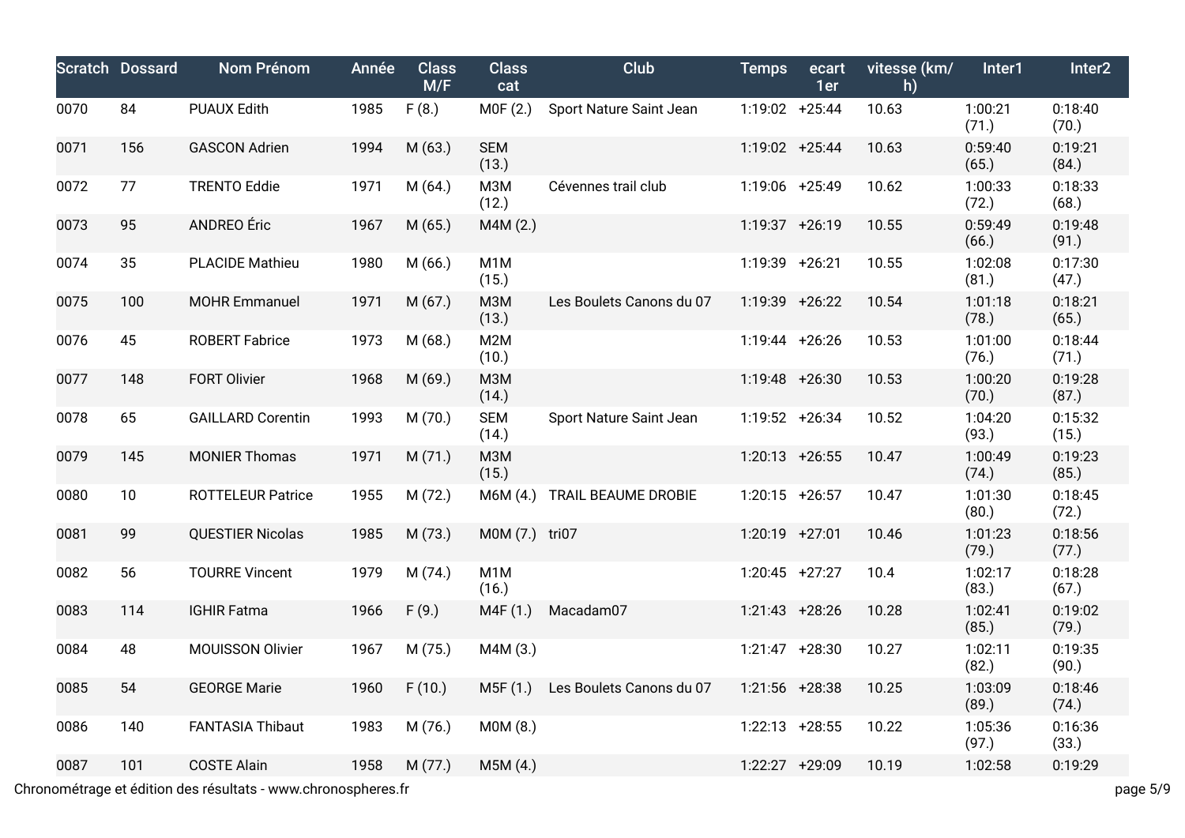| Scratch | Dossard | Nom Prénom | Année | Class M/F | Class cat | Club | Temps | ecart 1er | vitesse (km/h) | Inter1 | Inter2 |
|---|---|---|---|---|---|---|---|---|---|---|---|
| 0070 | 84 | PUAUX Edith | 1985 | F (8.) | M0F (2.) | Sport Nature Saint Jean | 1:19:02 | +25:44 | 10.63 | 1:00:21 (71.) | 0:18:40 (70.) |
| 0071 | 156 | GASCON Adrien | 1994 | M (63.) | SEM (13.) | | 1:19:02 | +25:44 | 10.63 | 0:59:40 (65.) | 0:19:21 (84.) |
| 0072 | 77 | TRENTO Eddie | 1971 | M (64.) | M3M (12.) | Cévennes trail club | 1:19:06 | +25:49 | 10.62 | 1:00:33 (72.) | 0:18:33 (68.) |
| 0073 | 95 | ANDREO Éric | 1967 | M (65.) | M4M (2.) | | 1:19:37 | +26:19 | 10.55 | 0:59:49 (66.) | 0:19:48 (91.) |
| 0074 | 35 | PLACIDE Mathieu | 1980 | M (66.) | M1M (15.) | | 1:19:39 | +26:21 | 10.55 | 1:02:08 (81.) | 0:17:30 (47.) |
| 0075 | 100 | MOHR Emmanuel | 1971 | M (67.) | M3M (13.) | Les Boulets Canons du 07 | 1:19:39 | +26:22 | 10.54 | 1:01:18 (78.) | 0:18:21 (65.) |
| 0076 | 45 | ROBERT Fabrice | 1973 | M (68.) | M2M (10.) | | 1:19:44 | +26:26 | 10.53 | 1:01:00 (76.) | 0:18:44 (71.) |
| 0077 | 148 | FORT Olivier | 1968 | M (69.) | M3M (14.) | | 1:19:48 | +26:30 | 10.53 | 1:00:20 (70.) | 0:19:28 (87.) |
| 0078 | 65 | GAILLARD Corentin | 1993 | M (70.) | SEM (14.) | Sport Nature Saint Jean | 1:19:52 | +26:34 | 10.52 | 1:04:20 (93.) | 0:15:32 (15.) |
| 0079 | 145 | MONIER Thomas | 1971 | M (71.) | M3M (15.) | | 1:20:13 | +26:55 | 10.47 | 1:00:49 (74.) | 0:19:23 (85.) |
| 0080 | 10 | ROTTELEUR Patrice | 1955 | M (72.) | M6M (4.) | TRAIL BEAUME DROBIE | 1:20:15 | +26:57 | 10.47 | 1:01:30 (80.) | 0:18:45 (72.) |
| 0081 | 99 | QUESTIER Nicolas | 1985 | M (73.) | M0M (7.) | tri07 | 1:20:19 | +27:01 | 10.46 | 1:01:23 (79.) | 0:18:56 (77.) |
| 0082 | 56 | TOURRE Vincent | 1979 | M (74.) | M1M (16.) | | 1:20:45 | +27:27 | 10.4 | 1:02:17 (83.) | 0:18:28 (67.) |
| 0083 | 114 | IGHIR Fatma | 1966 | F (9.) | M4F (1.) | Macadam07 | 1:21:43 | +28:26 | 10.28 | 1:02:41 (85.) | 0:19:02 (79.) |
| 0084 | 48 | MOUISSON Olivier | 1967 | M (75.) | M4M (3.) | | 1:21:47 | +28:30 | 10.27 | 1:02:11 (82.) | 0:19:35 (90.) |
| 0085 | 54 | GEORGE Marie | 1960 | F (10.) | M5F (1.) | Les Boulets Canons du 07 | 1:21:56 | +28:38 | 10.25 | 1:03:09 (89.) | 0:18:46 (74.) |
| 0086 | 140 | FANTASIA Thibaut | 1983 | M (76.) | M0M (8.) | | 1:22:13 | +28:55 | 10.22 | 1:05:36 (97.) | 0:16:36 (33.) |
| 0087 | 101 | COSTE Alain | 1958 | M (77.) | M5M (4.) | | 1:22:27 | +29:09 | 10.19 | 1:02:58 | 0:19:29 |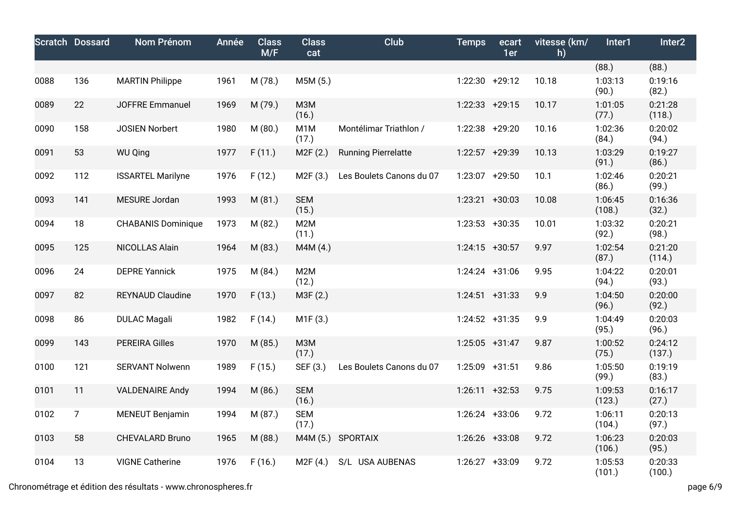| Scratch | Dossard | Nom Prénom | Année | Class M/F | Class cat | Club | Temps | ecart 1er | vitesse (km/h) | Inter1 | Inter2 |
|---|---|---|---|---|---|---|---|---|---|---|---|
| | | | | | | | | | | (88.) | (88.) |
| 0088 | 136 | MARTIN Philippe | 1961 | M (78.) | M5M (5.) | | 1:22:30 | +29:12 | 10.18 | 1:03:13 (90.) | 0:19:16 (82.) |
| 0089 | 22 | JOFFRE Emmanuel | 1969 | M (79.) | M3M (16.) | | 1:22:33 | +29:15 | 10.17 | 1:01:05 (77.) | 0:21:28 (118.) |
| 0090 | 158 | JOSIEN Norbert | 1980 | M (80.) | M1M (17.) | Montélimar Triathlon / | 1:22:38 | +29:20 | 10.16 | 1:02:36 (84.) | 0:20:02 (94.) |
| 0091 | 53 | WU Qing | 1977 | F (11.) | M2F (2.) | Running Pierrelatte | 1:22:57 | +29:39 | 10.13 | 1:03:29 (91.) | 0:19:27 (86.) |
| 0092 | 112 | ISSARTEL Marilyne | 1976 | F (12.) | M2F (3.) | Les Boulets Canons du 07 | 1:23:07 | +29:50 | 10.1 | 1:02:46 (86.) | 0:20:21 (99.) |
| 0093 | 141 | MESURE Jordan | 1993 | M (81.) | SEM (15.) | | 1:23:21 | +30:03 | 10.08 | 1:06:45 (108.) | 0:16:36 (32.) |
| 0094 | 18 | CHABANIS Dominique | 1973 | M (82.) | M2M (11.) | | 1:23:53 | +30:35 | 10.01 | 1:03:32 (92.) | 0:20:21 (98.) |
| 0095 | 125 | NICOLLAS Alain | 1964 | M (83.) | M4M (4.) | | 1:24:15 | +30:57 | 9.97 | 1:02:54 (87.) | 0:21:20 (114.) |
| 0096 | 24 | DEPRE Yannick | 1975 | M (84.) | M2M (12.) | | 1:24:24 | +31:06 | 9.95 | 1:04:22 (94.) | 0:20:01 (93.) |
| 0097 | 82 | REYNAUD Claudine | 1970 | F (13.) | M3F (2.) | | 1:24:51 | +31:33 | 9.9 | 1:04:50 (96.) | 0:20:00 (92.) |
| 0098 | 86 | DULAC Magali | 1982 | F (14.) | M1F (3.) | | 1:24:52 | +31:35 | 9.9 | 1:04:49 (95.) | 0:20:03 (96.) |
| 0099 | 143 | PEREIRA Gilles | 1970 | M (85.) | M3M (17.) | | 1:25:05 | +31:47 | 9.87 | 1:00:52 (75.) | 0:24:12 (137.) |
| 0100 | 121 | SERVANT Nolwenn | 1989 | F (15.) | SEF (3.) | Les Boulets Canons du 07 | 1:25:09 | +31:51 | 9.86 | 1:05:50 (99.) | 0:19:19 (83.) |
| 0101 | 11 | VALDENAIRE Andy | 1994 | M (86.) | SEM (16.) | | 1:26:11 | +32:53 | 9.75 | 1:09:53 (123.) | 0:16:17 (27.) |
| 0102 | 7 | MENEUT Benjamin | 1994 | M (87.) | SEM (17.) | | 1:26:24 | +33:06 | 9.72 | 1:06:11 (104.) | 0:20:13 (97.) |
| 0103 | 58 | CHEVALARD Bruno | 1965 | M (88.) | M4M (5.) | SPORTAIX | 1:26:26 | +33:08 | 9.72 | 1:06:23 (106.) | 0:20:03 (95.) |
| 0104 | 13 | VIGNE Catherine | 1976 | F (16.) | M2F (4.) | S/L USA AUBENAS | 1:26:27 | +33:09 | 9.72 | 1:05:53 (101.) | 0:20:33 (100.) |

Chronométrage et édition des résultats - www.chronospheres.fr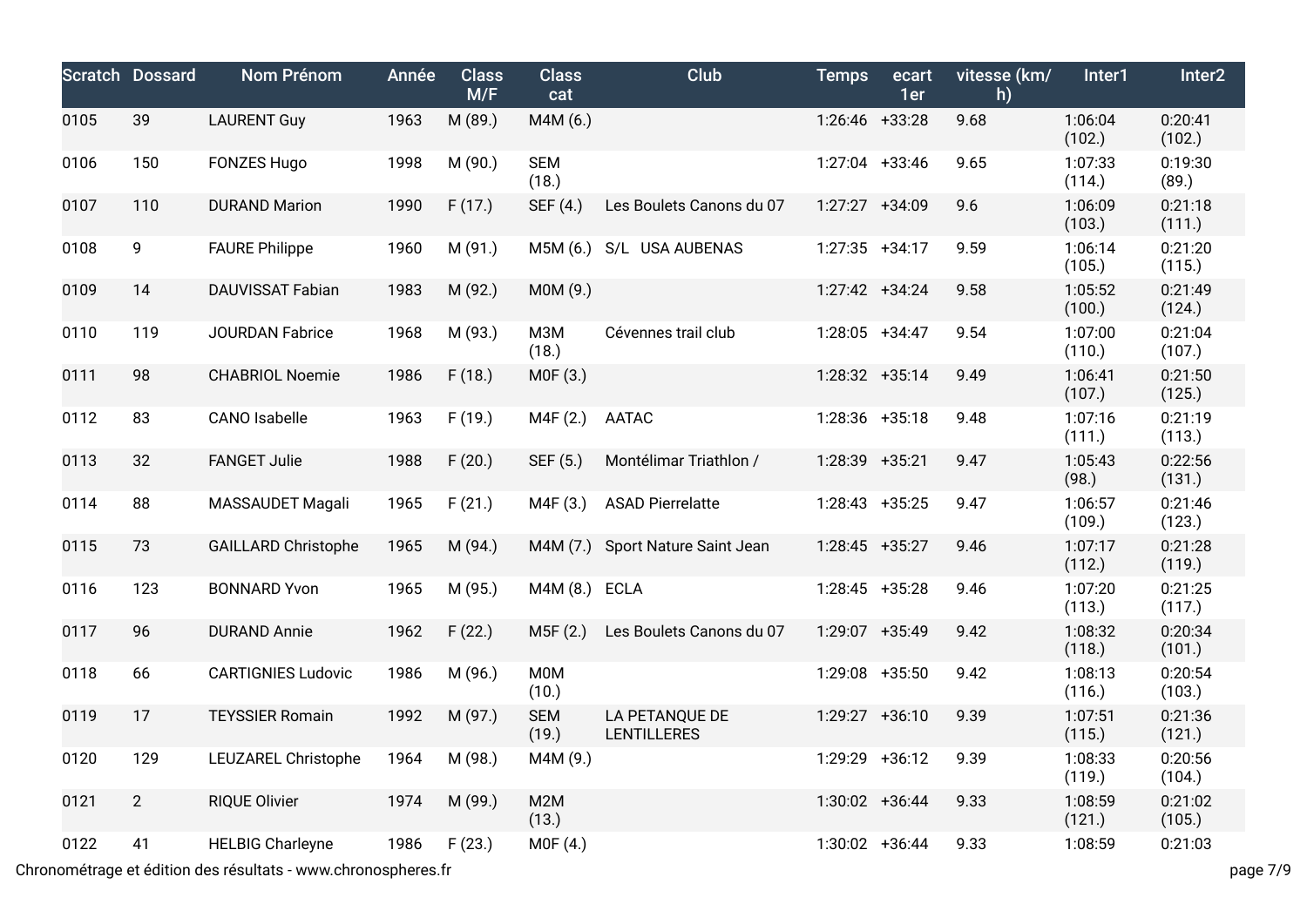| Scratch | Dossard | Nom Prénom | Année | Class M/F | Class cat | Club | Temps | ecart 1er | vitesse (km/h) | Inter1 | Inter2 |
|---|---|---|---|---|---|---|---|---|---|---|---|
| 0105 | 39 | LAURENT Guy | 1963 | M (89.) | M4M (6.) | | 1:26:46 | +33:28 | 9.68 | 1:06:04 (102.) | 0:20:41 (102.) |
| 0106 | 150 | FONZES Hugo | 1998 | M (90.) | SEM (18.) | | 1:27:04 | +33:46 | 9.65 | 1:07:33 (114.) | 0:19:30 (89.) |
| 0107 | 110 | DURAND Marion | 1990 | F (17.) | SEF (4.) | Les Boulets Canons du 07 | 1:27:27 | +34:09 | 9.6 | 1:06:09 (103.) | 0:21:18 (111.) |
| 0108 | 9 | FAURE Philippe | 1960 | M (91.) | M5M (6.) | S/L USA AUBENAS | 1:27:35 | +34:17 | 9.59 | 1:06:14 (105.) | 0:21:20 (115.) |
| 0109 | 14 | DAUVISSAT Fabian | 1983 | M (92.) | M0M (9.) | | 1:27:42 | +34:24 | 9.58 | 1:05:52 (100.) | 0:21:49 (124.) |
| 0110 | 119 | JOURDAN Fabrice | 1968 | M (93.) | M3M (18.) | Cévennes trail club | 1:28:05 | +34:47 | 9.54 | 1:07:00 (110.) | 0:21:04 (107.) |
| 0111 | 98 | CHABRIOL Noemie | 1986 | F (18.) | M0F (3.) | | 1:28:32 | +35:14 | 9.49 | 1:06:41 (107.) | 0:21:50 (125.) |
| 0112 | 83 | CANO Isabelle | 1963 | F (19.) | M4F (2.) | AATAC | 1:28:36 | +35:18 | 9.48 | 1:07:16 (111.) | 0:21:19 (113.) |
| 0113 | 32 | FANGET Julie | 1988 | F (20.) | SEF (5.) | Montélimar Triathlon / | 1:28:39 | +35:21 | 9.47 | 1:05:43 (98.) | 0:22:56 (131.) |
| 0114 | 88 | MASSAUDET Magali | 1965 | F (21.) | M4F (3.) | ASAD Pierrelatte | 1:28:43 | +35:25 | 9.47 | 1:06:57 (109.) | 0:21:46 (123.) |
| 0115 | 73 | GAILLARD Christophe | 1965 | M (94.) | M4M (7.) | Sport Nature Saint Jean | 1:28:45 | +35:27 | 9.46 | 1:07:17 (112.) | 0:21:28 (119.) |
| 0116 | 123 | BONNARD Yvon | 1965 | M (95.) | M4M (8.) | ECLA | 1:28:45 | +35:28 | 9.46 | 1:07:20 (113.) | 0:21:25 (117.) |
| 0117 | 96 | DURAND Annie | 1962 | F (22.) | M5F (2.) | Les Boulets Canons du 07 | 1:29:07 | +35:49 | 9.42 | 1:08:32 (118.) | 0:20:34 (101.) |
| 0118 | 66 | CARTIGNIES Ludovic | 1986 | M (96.) | M0M (10.) | | 1:29:08 | +35:50 | 9.42 | 1:08:13 (116.) | 0:20:54 (103.) |
| 0119 | 17 | TEYSSIER Romain | 1992 | M (97.) | SEM (19.) | LA PETANQUE DE LENTILLERES | 1:29:27 | +36:10 | 9.39 | 1:07:51 (115.) | 0:21:36 (121.) |
| 0120 | 129 | LEUZAREL Christophe | 1964 | M (98.) | M4M (9.) | | 1:29:29 | +36:12 | 9.39 | 1:08:33 (119.) | 0:20:56 (104.) |
| 0121 | 2 | RIQUE Olivier | 1974 | M (99.) | M2M (13.) | | 1:30:02 | +36:44 | 9.33 | 1:08:59 (121.) | 0:21:02 (105.) |
| 0122 | 41 | HELBIG Charleyne | 1986 | F (23.) | M0F (4.) | | 1:30:02 | +36:44 | 9.33 | 1:08:59 | 0:21:03 |

Chronométrage et édition des résultats - www.chronospheres.fr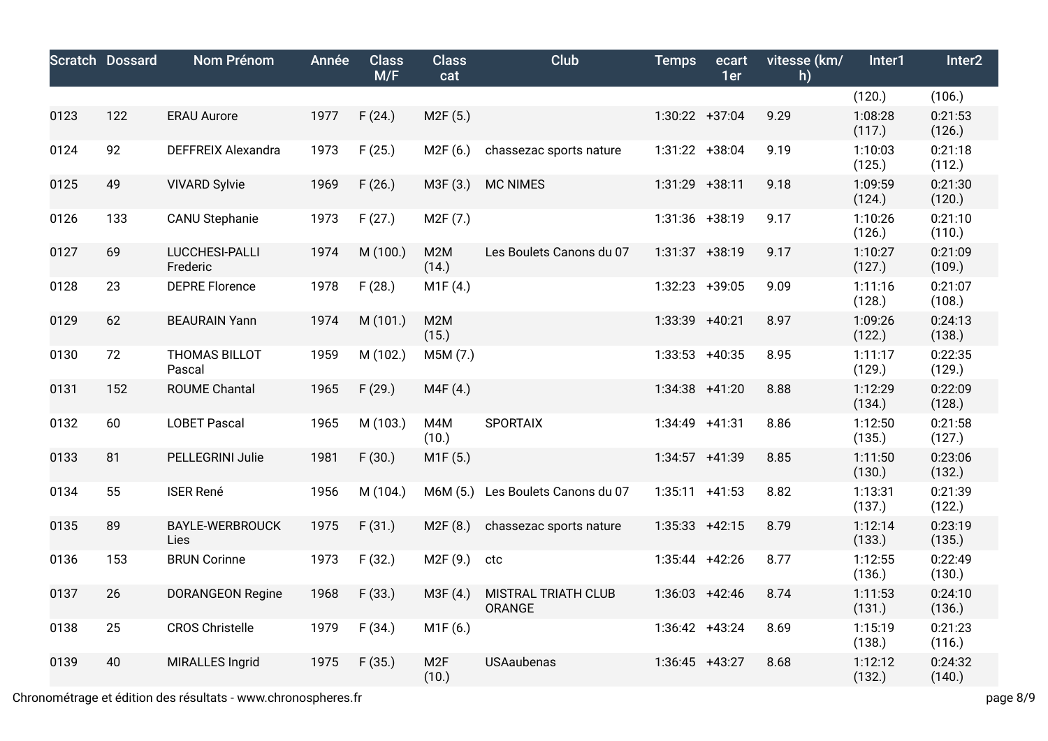| Scratch | Dossard | Nom Prénom | Année | Class M/F | Class cat | Club | Temps | ecart 1er | vitesse (km/h) | Inter1 | Inter2 |
|---|---|---|---|---|---|---|---|---|---|---|---|
| | | | | | | | | | | (120.) | (106.) |
| 0123 | 122 | ERAU Aurore | 1977 | F (24.) | M2F (5.) | | 1:30:22 | +37:04 | 9.29 | 1:08:28 (117.) | 0:21:53 (126.) |
| 0124 | 92 | DEFFREIX Alexandra | 1973 | F (25.) | M2F (6.) | chassezac sports nature | 1:31:22 | +38:04 | 9.19 | 1:10:03 (125.) | 0:21:18 (112.) |
| 0125 | 49 | VIVARD Sylvie | 1969 | F (26.) | M3F (3.) | MC NIMES | 1:31:29 | +38:11 | 9.18 | 1:09:59 (124.) | 0:21:30 (120.) |
| 0126 | 133 | CANU Stephanie | 1973 | F (27.) | M2F (7.) | | 1:31:36 | +38:19 | 9.17 | 1:10:26 (126.) | 0:21:10 (110.) |
| 0127 | 69 | LUCCHESI-PALLI Frederic | 1974 | M (100.) | M2M (14.) | Les Boulets Canons du 07 | 1:31:37 | +38:19 | 9.17 | 1:10:27 (127.) | 0:21:09 (109.) |
| 0128 | 23 | DEPRE Florence | 1978 | F (28.) | M1F (4.) | | 1:32:23 | +39:05 | 9.09 | 1:11:16 (128.) | 0:21:07 (108.) |
| 0129 | 62 | BEAURAIN Yann | 1974 | M (101.) | M2M (15.) | | 1:33:39 | +40:21 | 8.97 | 1:09:26 (122.) | 0:24:13 (138.) |
| 0130 | 72 | THOMAS BILLOT Pascal | 1959 | M (102.) | M5M (7.) | | 1:33:53 | +40:35 | 8.95 | 1:11:17 (129.) | 0:22:35 (129.) |
| 0131 | 152 | ROUME Chantal | 1965 | F (29.) | M4F (4.) | | 1:34:38 | +41:20 | 8.88 | 1:12:29 (134.) | 0:22:09 (128.) |
| 0132 | 60 | LOBET Pascal | 1965 | M (103.) | M4M (10.) | SPORTAIX | 1:34:49 | +41:31 | 8.86 | 1:12:50 (135.) | 0:21:58 (127.) |
| 0133 | 81 | PELLEGRINI Julie | 1981 | F (30.) | M1F (5.) | | 1:34:57 | +41:39 | 8.85 | 1:11:50 (130.) | 0:23:06 (132.) |
| 0134 | 55 | ISER René | 1956 | M (104.) | M6M (5.) | Les Boulets Canons du 07 | 1:35:11 | +41:53 | 8.82 | 1:13:31 (137.) | 0:21:39 (122.) |
| 0135 | 89 | BAYLE-WERBROUCK Lies | 1975 | F (31.) | M2F (8.) | chassezac sports nature | 1:35:33 | +42:15 | 8.79 | 1:12:14 (133.) | 0:23:19 (135.) |
| 0136 | 153 | BRUN Corinne | 1973 | F (32.) | M2F (9.) | ctc | 1:35:44 | +42:26 | 8.77 | 1:12:55 (136.) | 0:22:49 (130.) |
| 0137 | 26 | DORANGEON Regine | 1968 | F (33.) | M3F (4.) | MISTRAL TRIATH CLUB ORANGE | 1:36:03 | +42:46 | 8.74 | 1:11:53 (131.) | 0:24:10 (136.) |
| 0138 | 25 | CROS Christelle | 1979 | F (34.) | M1F (6.) | | 1:36:42 | +43:24 | 8.69 | 1:15:19 (138.) | 0:21:23 (116.) |
| 0139 | 40 | MIRALLES Ingrid | 1975 | F (35.) | M2F (10.) | USAaubenas | 1:36:45 | +43:27 | 8.68 | 1:12:12 (132.) | 0:24:32 (140.) |

Chronométrage et édition des résultats - www.chronospheres.fr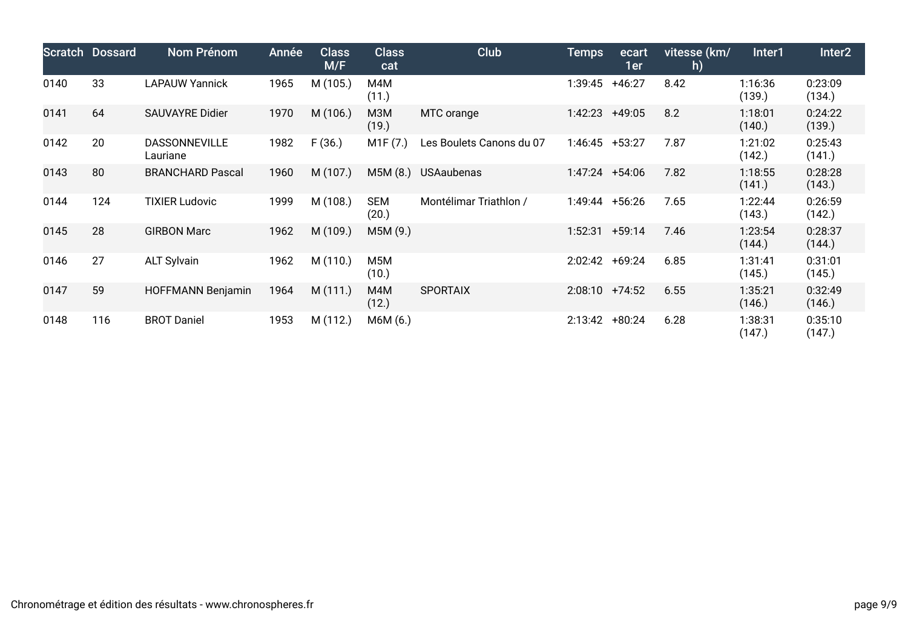| Scratch | Dossard | Nom Prénom | Année | Class M/F | Class cat | Club | Temps | ecart 1er | vitesse (km/h) | Inter1 | Inter2 |
|---|---|---|---|---|---|---|---|---|---|---|---|
| 0140 | 33 | LAPAUW Yannick | 1965 | M (105.) | M4M (11.) | | 1:39:45 | +46:27 | 8.42 | 1:16:36 (139.) | 0:23:09 (134.) |
| 0141 | 64 | SAUVAYRE Didier | 1970 | M (106.) | M3M (19.) | MTC orange | 1:42:23 | +49:05 | 8.2 | 1:18:01 (140.) | 0:24:22 (139.) |
| 0142 | 20 | DASSONNEVILLE Lauriane | 1982 | F (36.) | M1F (7.) | Les Boulets Canons du 07 | 1:46:45 | +53:27 | 7.87 | 1:21:02 (142.) | 0:25:43 (141.) |
| 0143 | 80 | BRANCHARD Pascal | 1960 | M (107.) | M5M (8.) | USAaubenas | 1:47:24 | +54:06 | 7.82 | 1:18:55 (141.) | 0:28:28 (143.) |
| 0144 | 124 | TIXIER Ludovic | 1999 | M (108.) | SEM (20.) | Montélimar Triathlon / | 1:49:44 | +56:26 | 7.65 | 1:22:44 (143.) | 0:26:59 (142.) |
| 0145 | 28 | GIRBON Marc | 1962 | M (109.) | M5M (9.) | | 1:52:31 | +59:14 | 7.46 | 1:23:54 (144.) | 0:28:37 (144.) |
| 0146 | 27 | ALT Sylvain | 1962 | M (110.) | M5M (10.) | | 2:02:42 | +69:24 | 6.85 | 1:31:41 (145.) | 0:31:01 (145.) |
| 0147 | 59 | HOFFMANN Benjamin | 1964 | M (111.) | M4M (12.) | SPORTAIX | 2:08:10 | +74:52 | 6.55 | 1:35:21 (146.) | 0:32:49 (146.) |
| 0148 | 116 | BROT Daniel | 1953 | M (112.) | M6M (6.) | | 2:13:42 | +80:24 | 6.28 | 1:38:31 (147.) | 0:35:10 (147.) |

Chronométrage et édition des résultats - www.chronospheres.fr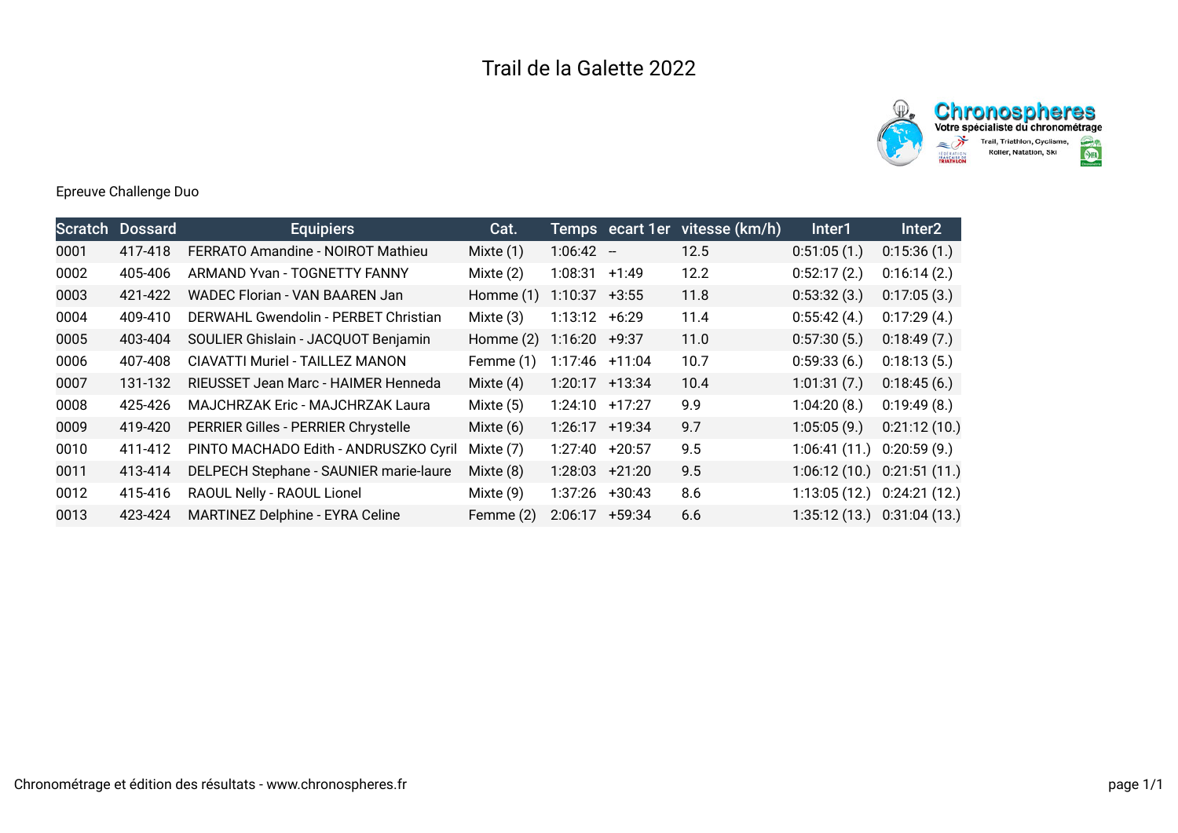# Trail de la Galette 2022

Epreuve Challenge Duo

| Scratch | Dossard | Equipiers | Cat. | Temps | ecart 1er | vitesse (km/h) | Inter1 | Inter2 |
|---|---|---|---|---|---|---|---|---|
| 0001 | 417-418 | FERRATO Amandine - NOIROT Mathieu | Mixte (1) | 1:06:42 | -- | 12.5 | 0:51:05 (1.) | 0:15:36 (1.) |
| 0002 | 405-406 | ARMAND Yvan - TOGNETTY FANNY | Mixte (2) | 1:08:31 | +1:49 | 12.2 | 0:52:17 (2.) | 0:16:14 (2.) |
| 0003 | 421-422 | WADEC Florian - VAN BAAREN Jan | Homme (1) | 1:10:37 | +3:55 | 11.8 | 0:53:32 (3.) | 0:17:05 (3.) |
| 0004 | 409-410 | DERWAHL Gwendolin - PERBET Christian | Mixte (3) | 1:13:12 | +6:29 | 11.4 | 0:55:42 (4.) | 0:17:29 (4.) |
| 0005 | 403-404 | SOULIER Ghislain - JACQUOT Benjamin | Homme (2) | 1:16:20 | +9:37 | 11.0 | 0:57:30 (5.) | 0:18:49 (7.) |
| 0006 | 407-408 | CIAVATTI Muriel - TAILLEZ MANON | Femme (1) | 1:17:46 | +11:04 | 10.7 | 0:59:33 (6.) | 0:18:13 (5.) |
| 0007 | 131-132 | RIEUSSET Jean Marc - HAIMER Henneda | Mixte (4) | 1:20:17 | +13:34 | 10.4 | 1:01:31 (7.) | 0:18:45 (6.) |
| 0008 | 425-426 | MAJCHRZAK Eric - MAJCHRZAK Laura | Mixte (5) | 1:24:10 | +17:27 | 9.9 | 1:04:20 (8.) | 0:19:49 (8.) |
| 0009 | 419-420 | PERRIER Gilles - PERRIER Chrystelle | Mixte (6) | 1:26:17 | +19:34 | 9.7 | 1:05:05 (9.) | 0:21:12 (10.) |
| 0010 | 411-412 | PINTO MACHADO Edith - ANDRUSZKO Cyril | Mixte (7) | 1:27:40 | +20:57 | 9.5 | 1:06:41 (11.) | 0:20:59 (9.) |
| 0011 | 413-414 | DELPECH Stephane - SAUNIER marie-laure | Mixte (8) | 1:28:03 | +21:20 | 9.5 | 1:06:12 (10.) | 0:21:51 (11.) |
| 0012 | 415-416 | RAOUL Nelly - RAOUL Lionel | Mixte (9) | 1:37:26 | +30:43 | 8.6 | 1:13:05 (12.) | 0:24:21 (12.) |
| 0013 | 423-424 | MARTINEZ Delphine - EYRA Celine | Femme (2) | 2:06:17 | +59:34 | 6.6 | 1:35:12 (13.) | 0:31:04 (13.) |

Chronométrage et édition des résultats - www.chronospheres.fr